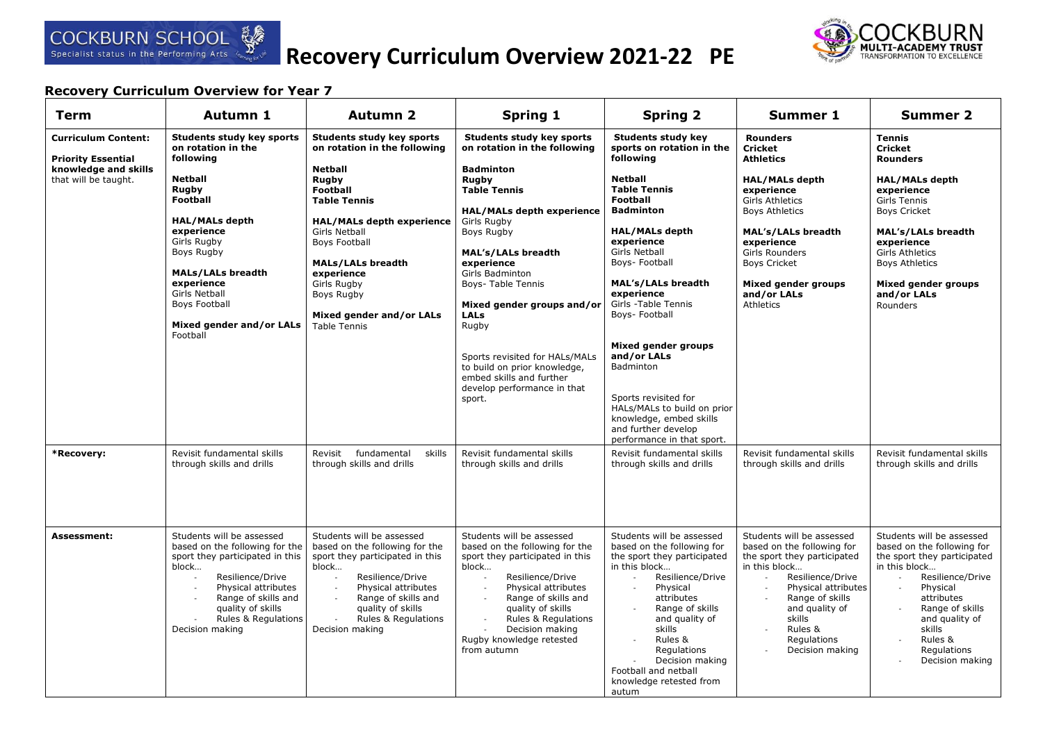# Recovery Curriculum Overview 2021-22 PE

COCKBURN SCHOOL — Specialist status in the Performing Arts

COCKBURN MULTI-ACADEMY TRUST — TRANSFORMATION TO EXCELLENCE

## Recovery Curriculum Overview for Year 7

| Term | Autumn 1 | Autumn 2 | Spring 1 | Spring 2 | Summer 1 | Summer 2 |
|---|---|---|---|---|---|---|
| **Curriculum Content:**<br><br>**Priority Essential knowledge and skills** that will be taught. | **Students study key sports on rotation in the following**<br><br>**Netball**<br>**Rugby**<br>**Football**<br><br>**HAL/MALs depth experience**<br>Girls Rugby<br>Boys Rugby<br><br>**MALs/LALs breadth experience**<br>Girls Netball<br>Boys Football<br><br>**Mixed gender and/or LALs**<br>Football | **Students study key sports on rotation in the following**<br><br>**Netball**<br>**Rugby**<br>**Football**<br>**Table Tennis**<br><br>**HAL/MALs depth experience**<br>Girls Netball<br>Boys Football<br><br>**MALs/LALs breadth experience**<br>Girls Rugby<br>Boys Rugby<br><br>**Mixed gender and/or LALs**<br>Table Tennis | **Students study key sports on rotation in the following**<br><br>**Badminton**<br>**Rugby**<br>**Table Tennis**<br><br>**HAL/MALs depth experience**<br>Girls Rugby<br>Boys Rugby<br><br>**MAL's/LALs breadth experience**<br>Girls Badminton<br>Boys- Table Tennis<br><br>**Mixed gender groups and/or LALs**<br>Rugby<br><br>Sports revisited for HALs/MALs to build on prior knowledge, embed skills and further develop performance in that sport. | **Students study key sports on rotation in the following**<br><br>**Netball**<br>**Table Tennis**<br>**Football**<br>**Badminton**<br><br>**HAL/MALs depth experience**<br>Girls Netball<br>Boys- Football<br><br>**MAL's/LALs breadth experience**<br>Girls -Table Tennis<br>Boys- Football<br><br>**Mixed gender groups and/or LALs**<br>Badminton<br><br>Sports revisited for HALs/MALs to build on prior knowledge, embed skills and further develop performance in that sport. | **Rounders**<br>**Cricket**<br>**Athletics**<br><br>**HAL/MALs depth experience**<br>Girls Athletics<br>Boys Athletics<br><br>**MAL's/LALs breadth experience**<br>Girls Rounders<br>Boys Cricket<br><br>**Mixed gender groups and/or LALs**<br>Athletics | **Tennis**<br>**Cricket**<br>**Rounders**<br><br>**HAL/MALs depth experience**<br>Girls Tennis<br>Boys Cricket<br><br>**MAL's/LALs breadth experience**<br>Girls Athletics<br>Boys Athletics<br><br>**Mixed gender groups and/or LALs**<br>Rounders |
| **\*Recovery:** | Revisit fundamental skills through skills and drills | Revisit fundamental skills through skills and drills | Revisit fundamental skills through skills and drills | Revisit fundamental skills through skills and drills | Revisit fundamental skills through skills and drills | Revisit fundamental skills through skills and drills |
| **Assessment:** | Students will be assessed based on the following for the sport they participated in this block…<br>- Resilience/Drive<br>- Physical attributes<br>- Range of skills and quality of skills<br>- Rules & Regulations<br>Decision making | Students will be assessed based on the following for the sport they participated in this block…<br>- Resilience/Drive<br>- Physical attributes<br>- Range of skills and quality of skills<br>- Rules & Regulations<br>Decision making | Students will be assessed based on the following for the sport they participated in this block…<br>- Resilience/Drive<br>- Physical attributes<br>- Range of skills and quality of skills<br>- Rules & Regulations<br>- Decision making<br>Rugby knowledge retested from autumn | Students will be assessed based on the following for the sport they participated in this block…<br>- Resilience/Drive<br>- Physical attributes<br>- Range of skills and quality of skills<br>- Rules & Regulations<br>- Decision making<br>Football and netball knowledge retested from autum | Students will be assessed based on the following for the sport they participated in this block…<br>- Resilience/Drive<br>- Physical attributes<br>- Range of skills and quality of skills<br>- Rules & Regulations<br>- Decision making | Students will be assessed based on the following for the sport they participated in this block…<br>- Resilience/Drive<br>- Physical attributes<br>- Range of skills and quality of skills<br>- Rules & Regulations<br>- Decision making |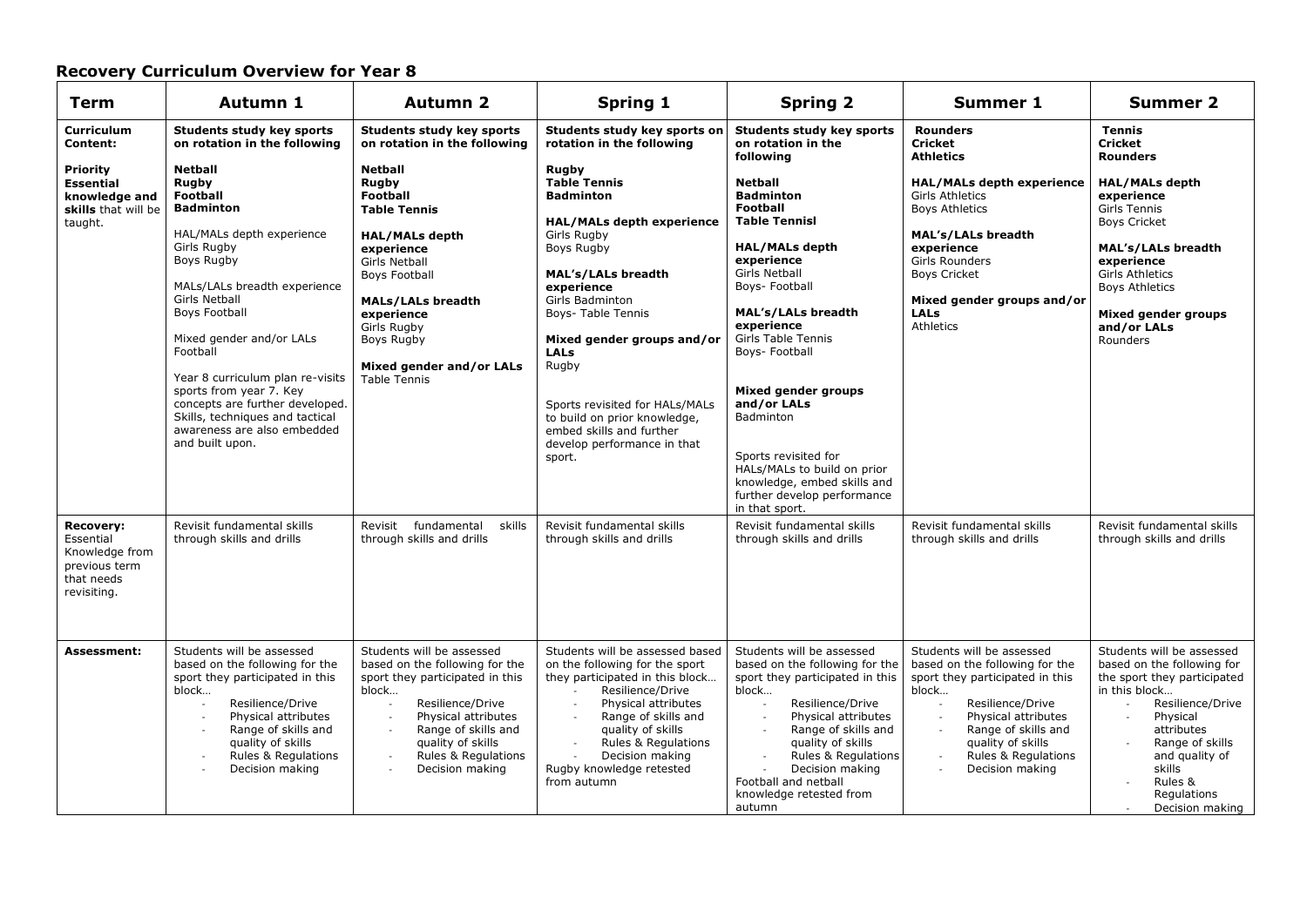## Recovery Curriculum Overview for Year 8

| Term | Autumn 1 | Autumn 2 | Spring 1 | Spring 2 | Summer 1 | Summer 2 |
|---|---|---|---|---|---|---|
| **Curriculum Content:**<br><br>**Priority Essential knowledge and skills** that will be taught. | **Students study key sports on rotation in the following**<br><br>**Netball**<br>**Rugby**<br>**Football**<br>**Badminton**<br><br>HAL/MALs depth experience<br>Girls Rugby<br>Boys Rugby<br><br>MALs/LALs breadth experience<br>Girls Netball<br>Boys Football<br><br>Mixed gender and/or LALs<br>Football<br><br>Year 8 curriculum plan re-visits sports from year 7. Key concepts are further developed. Skills, techniques and tactical awareness are also embedded and built upon. | **Students study key sports on rotation in the following**<br><br>**Netball**<br>**Rugby**<br>**Football**<br>**Table Tennis**<br><br>**HAL/MALs depth experience**<br>Girls Netball<br>Boys Football<br><br>**MALs/LALs breadth experience**<br>Girls Rugby<br>Boys Rugby<br><br>**Mixed gender and/or LALs**<br>Table Tennis | **Students study key sports on rotation in the following**<br><br>**Rugby**<br>**Table Tennis**<br>**Badminton**<br><br>**HAL/MALs depth experience**<br>Girls Rugby<br>Boys Rugby<br><br>**MAL's/LALs breadth experience**<br>Girls Badminton<br>Boys- Table Tennis<br><br>**Mixed gender groups and/or LALs**<br>Rugby<br><br>Sports revisited for HALs/MALs to build on prior knowledge, embed skills and further develop performance in that sport. | **Students study key sports on rotation in the following**<br><br>**Netball**<br>**Badminton**<br>**Football**<br>**Table Tennisl**<br><br>**HAL/MALs depth experience**<br>Girls Netball<br>Boys- Football<br><br>**MAL's/LALs breadth experience**<br>Girls Table Tennis<br>Boys- Football<br><br>**Mixed gender groups and/or LALs**<br>Badminton<br><br>Sports revisited for HALs/MALs to build on prior knowledge, embed skills and further develop performance in that sport. | **Rounders**<br>**Cricket**<br>**Athletics**<br><br>**HAL/MALs depth experience**<br>Girls Athletics<br>Boys Athletics<br><br>**MAL's/LALs breadth experience**<br>Girls Rounders<br>Boys Cricket<br><br>**Mixed gender groups and/or LALs**<br>Athletics | **Tennis**<br>**Cricket**<br>**Rounders**<br><br>**HAL/MALs depth experience**<br>Girls Tennis<br>Boys Cricket<br><br>**MAL's/LALs breadth experience**<br>Girls Athletics<br>Boys Athletics<br><br>**Mixed gender groups and/or LALs**<br>Rounders |
| **Recovery:** Essential Knowledge from previous term that needs revisiting. | Revisit fundamental skills through skills and drills | Revisit fundamental skills through skills and drills | Revisit fundamental skills through skills and drills | Revisit fundamental skills through skills and drills | Revisit fundamental skills through skills and drills | Revisit fundamental skills through skills and drills |
| **Assessment:** | Students will be assessed based on the following for the sport they participated in this block…<br>- Resilience/Drive<br>- Physical attributes<br>- Range of skills and quality of skills<br>- Rules & Regulations<br>- Decision making | Students will be assessed based on the following for the sport they participated in this block…<br>- Resilience/Drive<br>- Physical attributes<br>- Range of skills and quality of skills<br>- Rules & Regulations<br>- Decision making | Students will be assessed based on the following for the sport they participated in this block…<br>- Resilience/Drive<br>- Physical attributes<br>- Range of skills and quality of skills<br>- Rules & Regulations<br>- Decision making<br>Rugby knowledge retested from autumn | Students will be assessed based on the following for the sport they participated in this block…<br>- Resilience/Drive<br>- Physical attributes<br>- Range of skills and quality of skills<br>- Rules & Regulations<br>- Decision making<br>Football and netball knowledge retested from autumn | Students will be assessed based on the following for the sport they participated in this block…<br>- Resilience/Drive<br>- Physical attributes<br>- Range of skills and quality of skills<br>- Rules & Regulations<br>- Decision making | Students will be assessed based on the following for the sport they participated in this block…<br>- Resilience/Drive<br>- Physical attributes<br>- Range of skills and quality of skills<br>- Rules & Regulations<br>- Decision making |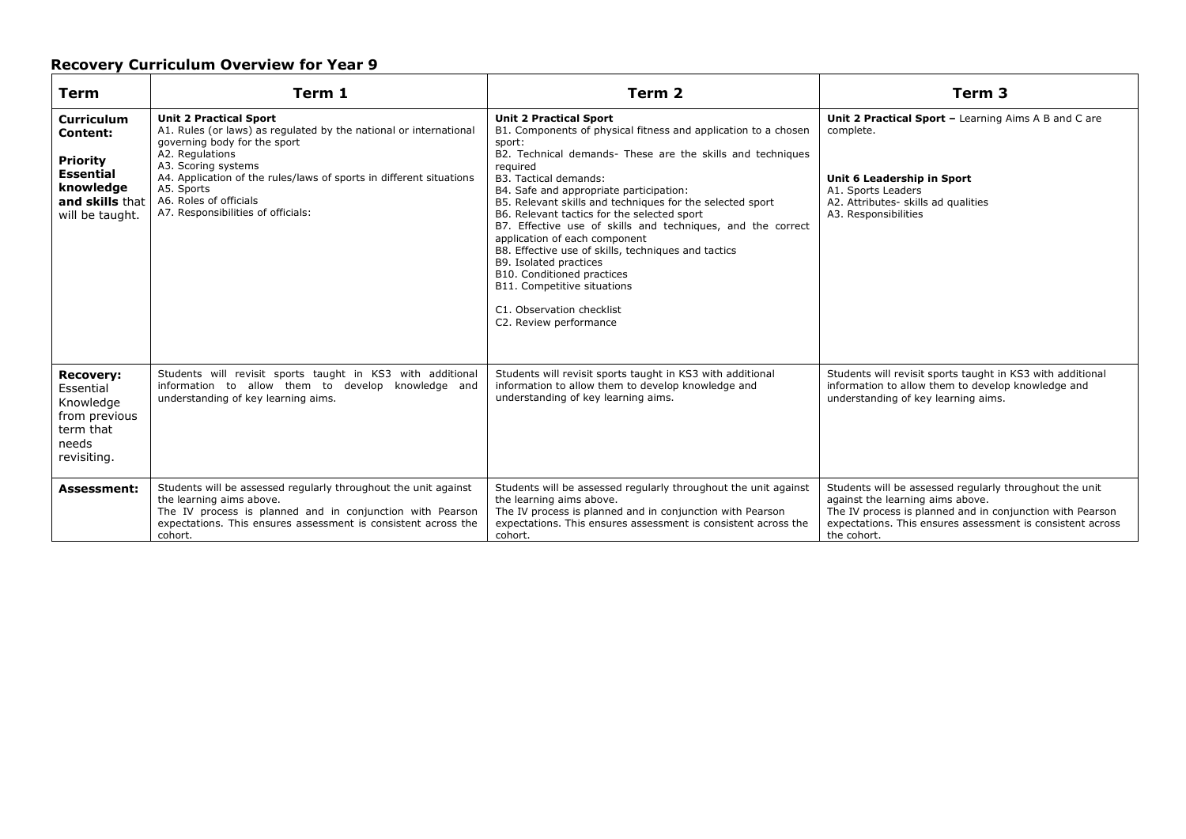## Recovery Curriculum Overview for Year 9

| Term | Term 1 | Term 2 | Term 3 |
|---|---|---|---|
| **Curriculum Content:**<br><br>**Priority Essential knowledge and skills** that will be taught. | **Unit 2 Practical Sport**<br>A1. Rules (or laws) as regulated by the national or international governing body for the sport<br>A2. Regulations<br>A3. Scoring systems<br>A4. Application of the rules/laws of sports in different situations<br>A5. Sports<br>A6. Roles of officials<br>A7. Responsibilities of officials: | **Unit 2 Practical Sport**<br>B1. Components of physical fitness and application to a chosen sport:<br>B2. Technical demands- These are the skills and techniques required<br>B3. Tactical demands:<br>B4. Safe and appropriate participation:<br>B5. Relevant skills and techniques for the selected sport<br>B6. Relevant tactics for the selected sport<br>B7. Effective use of skills and techniques, and the correct application of each component<br>B8. Effective use of skills, techniques and tactics<br>B9. Isolated practices<br>B10. Conditioned practices<br>B11. Competitive situations<br><br>C1. Observation checklist<br>C2. Review performance | **Unit 2 Practical Sport –** Learning Aims A B and C are complete.<br><br>**Unit 6 Leadership in Sport**<br>A1. Sports Leaders<br>A2. Attributes- skills ad qualities<br>A3. Responsibilities |
| **Recovery:** Essential Knowledge from previous term that needs revisiting. | Students will revisit sports taught in KS3 with additional information to allow them to develop knowledge and understanding of key learning aims. | Students will revisit sports taught in KS3 with additional information to allow them to develop knowledge and understanding of key learning aims. | Students will revisit sports taught in KS3 with additional information to allow them to develop knowledge and understanding of key learning aims. |
| **Assessment:** | Students will be assessed regularly throughout the unit against the learning aims above.<br>The IV process is planned and in conjunction with Pearson expectations. This ensures assessment is consistent across the cohort. | Students will be assessed regularly throughout the unit against the learning aims above.<br>The IV process is planned and in conjunction with Pearson expectations. This ensures assessment is consistent across the cohort. | Students will be assessed regularly throughout the unit against the learning aims above.<br>The IV process is planned and in conjunction with Pearson expectations. This ensures assessment is consistent across the cohort. |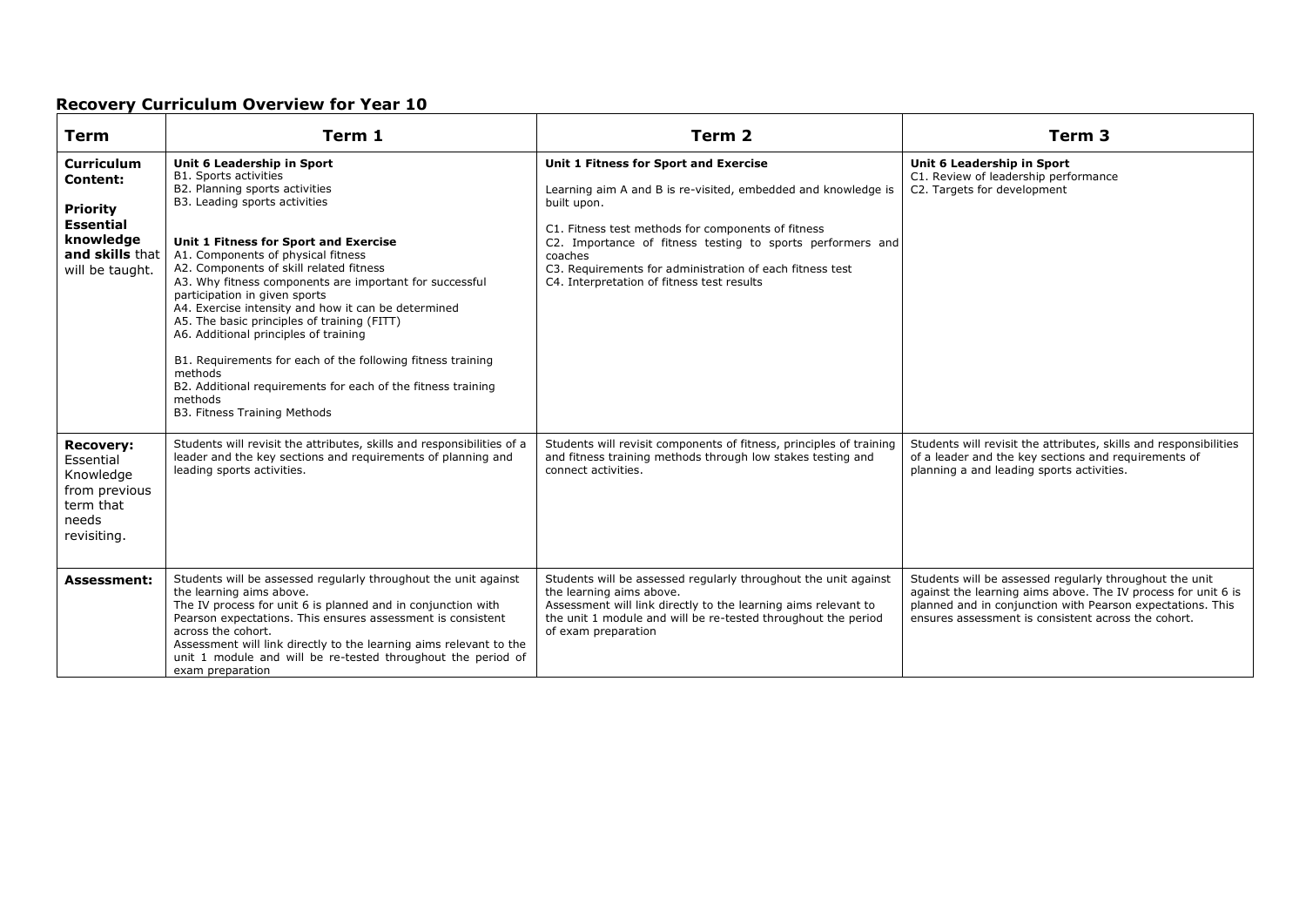## Recovery Curriculum Overview for Year 10

| Term | Term 1 | Term 2 | Term 3 |
| --- | --- | --- | --- |
| **Curriculum Content:**<br><br>**Priority Essential knowledge and skills** that will be taught. | **Unit 6 Leadership in Sport**<br>B1. Sports activities<br>B2. Planning sports activities<br>B3. Leading sports activities<br><br>**Unit 1 Fitness for Sport and Exercise**<br>A1. Components of physical fitness<br>A2. Components of skill related fitness<br>A3. Why fitness components are important for successful participation in given sports<br>A4. Exercise intensity and how it can be determined<br>A5. The basic principles of training (FITT)<br>A6. Additional principles of training<br><br>B1. Requirements for each of the following fitness training methods<br>B2. Additional requirements for each of the fitness training methods<br>B3. Fitness Training Methods | **Unit 1 Fitness for Sport and Exercise**<br><br>Learning aim A and B is re-visited, embedded and knowledge is built upon.<br><br>C1. Fitness test methods for components of fitness<br>C2. Importance of fitness testing to sports performers and coaches<br>C3. Requirements for administration of each fitness test<br>C4. Interpretation of fitness test results | **Unit 6 Leadership in Sport**<br>C1. Review of leadership performance<br>C2. Targets for development |
| **Recovery:** Essential Knowledge from previous term that needs revisiting. | Students will revisit the attributes, skills and responsibilities of a leader and the key sections and requirements of planning and leading sports activities. | Students will revisit components of fitness, principles of training and fitness training methods through low stakes testing and connect activities. | Students will revisit the attributes, skills and responsibilities of a leader and the key sections and requirements of planning a and leading sports activities. |
| **Assessment:** | Students will be assessed regularly throughout the unit against the learning aims above.<br>The IV process for unit 6 is planned and in conjunction with Pearson expectations. This ensures assessment is consistent across the cohort.<br>Assessment will link directly to the learning aims relevant to the unit 1 module and will be re-tested throughout the period of exam preparation | Students will be assessed regularly throughout the unit against the learning aims above.<br>Assessment will link directly to the learning aims relevant to the unit 1 module and will be re-tested throughout the period of exam preparation | Students will be assessed regularly throughout the unit against the learning aims above. The IV process for unit 6 is planned and in conjunction with Pearson expectations. This ensures assessment is consistent across the cohort. |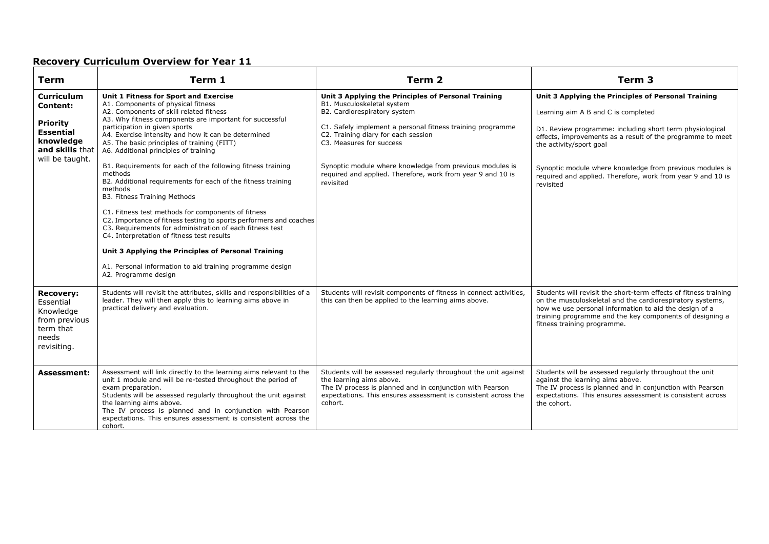## Recovery Curriculum Overview for Year 11

| Term | Term 1 | Term 2 | Term 3 |
|---|---|---|---|
| **Curriculum Content:**<br><br>**Priority Essential knowledge and skills** that will be taught. | **Unit 1 Fitness for Sport and Exercise**<br>A1. Components of physical fitness<br>A2. Components of skill related fitness<br>A3. Why fitness components are important for successful participation in given sports<br>A4. Exercise intensity and how it can be determined<br>A5. The basic principles of training (FITT)<br>A6. Additional principles of training<br><br>B1. Requirements for each of the following fitness training methods<br>B2. Additional requirements for each of the fitness training methods<br>B3. Fitness Training Methods<br><br>C1. Fitness test methods for components of fitness<br>C2. Importance of fitness testing to sports performers and coaches<br>C3. Requirements for administration of each fitness test<br>C4. Interpretation of fitness test results<br><br>**Unit 3 Applying the Principles of Personal Training**<br><br>A1. Personal information to aid training programme design<br>A2. Programme design | **Unit 3 Applying the Principles of Personal Training**<br>B1. Musculoskeletal system<br>B2. Cardiorespiratory system<br><br>C1. Safely implement a personal fitness training programme<br>C2. Training diary for each session<br>C3. Measures for success<br><br>Synoptic module where knowledge from previous modules is required and applied. Therefore, work from year 9 and 10 is revisited | **Unit 3 Applying the Principles of Personal Training**<br><br>Learning aim A B and C is completed<br><br>D1. Review programme: including short term physiological effects, improvements as a result of the programme to meet the activity/sport goal<br><br>Synoptic module where knowledge from previous modules is required and applied. Therefore, work from year 9 and 10 is revisited |
| **Recovery:** Essential Knowledge from previous term that needs revisiting. | Students will revisit the attributes, skills and responsibilities of a leader. They will then apply this to learning aims above in practical delivery and evaluation. | Students will revisit components of fitness in connect activities, this can then be applied to the learning aims above. | Students will revisit the short-term effects of fitness training on the musculoskeletal and the cardiorespiratory systems, how we use personal information to aid the design of a training programme and the key components of designing a fitness training programme. |
| **Assessment:** | Assessment will link directly to the learning aims relevant to the unit 1 module and will be re-tested throughout the period of exam preparation.<br>Students will be assessed regularly throughout the unit against the learning aims above.<br>The IV process is planned and in conjunction with Pearson expectations. This ensures assessment is consistent across the cohort. | Students will be assessed regularly throughout the unit against the learning aims above.<br>The IV process is planned and in conjunction with Pearson expectations. This ensures assessment is consistent across the cohort. | Students will be assessed regularly throughout the unit against the learning aims above.<br>The IV process is planned and in conjunction with Pearson expectations. This ensures assessment is consistent across the cohort. |